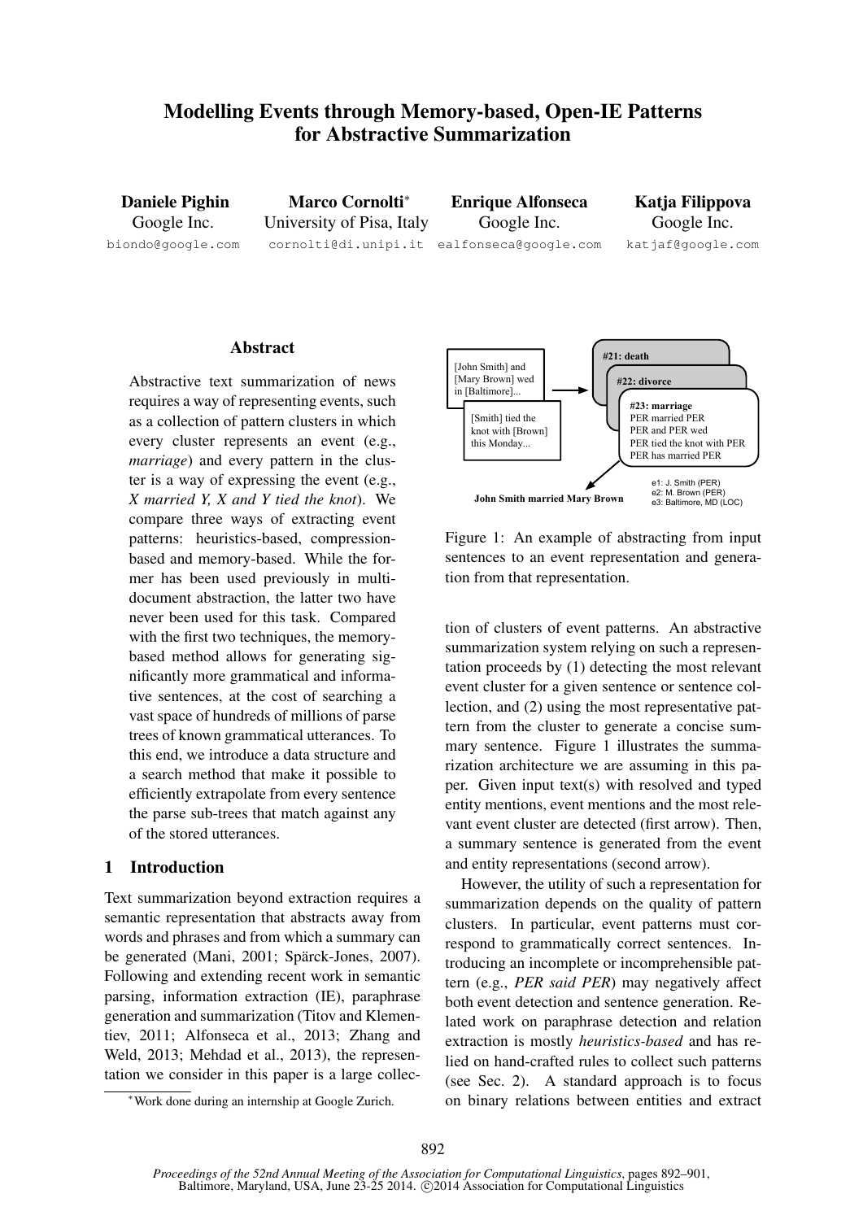# Modelling Events through Memory-based, Open-IE Patterns for Abstractive Summarization

**Daniele Pighin**
Google Inc.
biondo@google.com

**Marco Cornolti***
University of Pisa, Italy
cornolti@di.unipi.it

**Enrique Alfonseca**
Google Inc.
ealfonseca@google.com

**Katja Filippova**
Google Inc.
katjaf@google.com

## Abstract

Abstractive text summarization of news requires a way of representing events, such as a collection of pattern clusters in which every cluster represents an event (e.g., *marriage*) and every pattern in the cluster is a way of expressing the event (e.g., *X married Y, X and Y tied the knot*). We compare three ways of extracting event patterns: heuristics-based, compression-based and memory-based. While the former has been used previously in multi-document abstraction, the latter two have never been used for this task. Compared with the first two techniques, the memory-based method allows for generating significantly more grammatical and informative sentences, at the cost of searching a vast space of hundreds of millions of parse trees of known grammatical utterances. To this end, we introduce a data structure and a search method that make it possible to efficiently extrapolate from every sentence the parse sub-trees that match against any of the stored utterances.

## 1 Introduction

Text summarization beyond extraction requires a semantic representation that abstracts away from words and phrases and from which a summary can be generated (Mani, 2001; Spärck-Jones, 2007). Following and extending recent work in semantic parsing, information extraction (IE), paraphrase generation and summarization (Titov and Klementiev, 2011; Alfonseca et al., 2013; Zhang and Weld, 2013; Mehdad et al., 2013), the representation we consider in this paper is a large collection of clusters of event patterns. An abstractive summarization system relying on such a representation proceeds by (1) detecting the most relevant event cluster for a given sentence or sentence collection, and (2) using the most representative pattern from the cluster to generate a concise summary sentence. Figure 1 illustrates the summarization architecture we are assuming in this paper. Given input text(s) with resolved and typed entity mentions, event mentions and the most relevant event cluster are detected (first arrow). Then, a summary sentence is generated from the event and entity representations (second arrow).

[John Smith] and [Mary Brown] wed in [Baltimore]...

[Smith] tied the knot with [Brown] this Monday...

**#21: death**

**#22: divorce**

**#23: marriage**
PER married PER
PER and PER wed
PER tied the knot with PER
PER has married PER

e1: J. Smith (PER)
e2: M. Brown (PER)
e3: Baltimore, MD (LOC)

**John Smith married Mary Brown**

Figure 1: An example of abstracting from input sentences to an event representation and generation from that representation.

However, the utility of such a representation for summarization depends on the quality of pattern clusters. In particular, event patterns must correspond to grammatically correct sentences. Introducing an incomplete or incomprehensible pattern (e.g., *PER said PER*) may negatively affect both event detection and sentence generation. Related work on paraphrase detection and relation extraction is mostly *heuristics-based* and has relied on hand-crafted rules to collect such patterns (see Sec. 2). A standard approach is to focus on binary relations between entities and extract

*Work done during an internship at Google Zurich.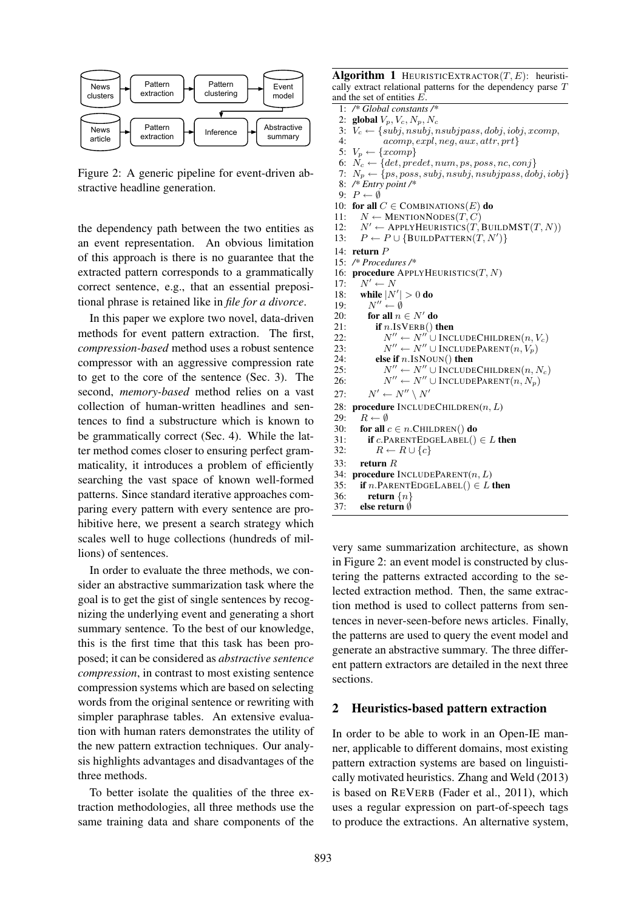News clusters → Pattern extraction → Pattern clustering → Event model

News article → Pattern extraction → Inference → Abstractive summary

Figure 2: A generic pipeline for event-driven abstractive headline generation.

the dependency path between the two entities as an event representation. An obvious limitation of this approach is there is no guarantee that the extracted pattern corresponds to a grammatically correct sentence, e.g., that an essential prepositional phrase is retained like in *file for a divorce*.

In this paper we explore two novel, data-driven methods for event pattern extraction. The first, *compression-based* method uses a robust sentence compressor with an aggressive compression rate to get to the core of the sentence (Sec. 3). The second, *memory-based* method relies on a vast collection of human-written headlines and sentences to find a substructure which is known to be grammatically correct (Sec. 4). While the latter method comes closer to ensuring perfect grammaticality, it introduces a problem of efficiently searching the vast space of known well-formed patterns. Since standard iterative approaches comparing every pattern with every sentence are prohibitive here, we present a search strategy which scales well to huge collections (hundreds of millions) of sentences.

In order to evaluate the three methods, we consider an abstractive summarization task where the goal is to get the gist of single sentences by recognizing the underlying event and generating a short summary sentence. To the best of our knowledge, this is the first time that this task has been proposed; it can be considered as *abstractive sentence compression*, in contrast to most existing sentence compression systems which are based on selecting words from the original sentence or rewriting with simpler paraphrase tables. An extensive evaluation with human raters demonstrates the utility of the new pattern extraction techniques. Our analysis highlights advantages and disadvantages of the three methods.

To better isolate the qualities of the three extraction methodologies, all three methods use the same training data and share components of the

**Algorithm 1** HEURISTICEXTRACTOR($T$, $E$): heuristically extract relational patterns for the dependency parse $T$ and the set of entities $E$.

```
1:  /* Global constants /*
2:  global V_p, V_c, N_p, N_c
3:  V_c ← {subj, nsubj, nsubjpass, dobj, iobj, xcomp,
4:         acomp, expl, neg, aux, attr, prt}
5:  V_p ← {xcomp}
6:  N_c ← {det, predet, num, ps, poss, nc, conj}
7:  N_p ← {ps, poss, subj, nsubj, nsubjpass, dobj, iobj}
8:  /* Entry point /*
9:  P ← ∅
10: for all C ∈ COMBINATIONS(E) do
11:     N ← MENTIONNODES(T, C)
12:     N' ← APPLYHEURISTICS(T, BUILDMST(T, N))
13:     P ← P ∪ {BUILDPATTERN(T, N')}
14: return P
15: /* Procedures /*
16: procedure APPLYHEURISTICS(T, N)
17:     N' ← N
18:     while |N'| > 0 do
19:         N'' ← ∅
20:         for all n ∈ N' do
21:             if n.ISVERB() then
22:                 N'' ← N'' ∪ INCLUDECHILDREN(n, V_c)
23:                 N'' ← N'' ∪ INCLUDEPARENT(n, V_p)
24:             else if n.ISNOUN() then
25:                 N'' ← N'' ∪ INCLUDECHILDREN(n, N_c)
26:                 N'' ← N'' ∪ INCLUDEPARENT(n, N_p)
27:         N' ← N'' \ N'
28: procedure INCLUDECHILDREN(n, L)
29:     R ← ∅
30:     for all c ∈ n.CHILDREN() do
31:         if c.PARENTEDGELABEL() ∈ L then
32:             R ← R ∪ {c}
33:     return R
34: procedure INCLUDEPARENT(n, L)
35:     if n.PARENTEDGELABEL() ∈ L then
36:         return {n}
37:     else return ∅
```

very same summarization architecture, as shown in Figure 2: an event model is constructed by clustering the patterns extracted according to the selected extraction method. Then, the same extraction method is used to collect patterns from sentences in never-seen-before news articles. Finally, the patterns are used to query the event model and generate an abstractive summary. The three different pattern extractors are detailed in the next three sections.

## 2 Heuristics-based pattern extraction

In order to be able to work in an Open-IE manner, applicable to different domains, most existing pattern extraction systems are based on linguistically motivated heuristics. Zhang and Weld (2013) is based on REVERB (Fader et al., 2011), which uses a regular expression on part-of-speech tags to produce the extractions. An alternative system,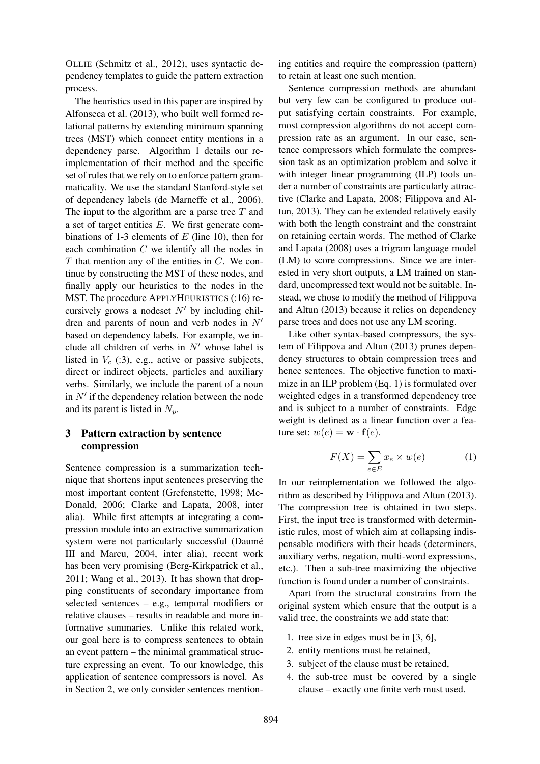OLLIE (Schmitz et al., 2012), uses syntactic dependency templates to guide the pattern extraction process.

The heuristics used in this paper are inspired by Alfonseca et al. (2013), who built well formed relational patterns by extending minimum spanning trees (MST) which connect entity mentions in a dependency parse. Algorithm 1 details our reimplementation of their method and the specific set of rules that we rely on to enforce pattern grammaticality. We use the standard Stanford-style set of dependency labels (de Marneffe et al., 2006). The input to the algorithm are a parse tree $T$ and a set of target entities $E$. We first generate combinations of 1-3 elements of $E$ (line 10), then for each combination $C$ we identify all the nodes in $T$ that mention any of the entities in $C$. We continue by constructing the MST of these nodes, and finally apply our heuristics to the nodes in the MST. The procedure APPLYHEURISTICS (:16) recursively grows a nodeset $N'$ by including children and parents of noun and verb nodes in $N'$ based on dependency labels. For example, we include all children of verbs in $N'$ whose label is listed in $V_c$ (:3), e.g., active or passive subjects, direct or indirect objects, particles and auxiliary verbs. Similarly, we include the parent of a noun in $N'$ if the dependency relation between the node and its parent is listed in $N_p$.

## 3 Pattern extraction by sentence compression

Sentence compression is a summarization technique that shortens input sentences preserving the most important content (Grefenstette, 1998; McDonald, 2006; Clarke and Lapata, 2008, inter alia). While first attempts at integrating a compression module into an extractive summarization system were not particularly successful (Daumé III and Marcu, 2004, inter alia), recent work has been very promising (Berg-Kirkpatrick et al., 2011; Wang et al., 2013). It has shown that dropping constituents of secondary importance from selected sentences – e.g., temporal modifiers or relative clauses – results in readable and more informative summaries. Unlike this related work, our goal here is to compress sentences to obtain an event pattern – the minimal grammatical structure expressing an event. To our knowledge, this application of sentence compressors is novel. As in Section 2, we only consider sentences mentioning entities and require the compression (pattern) to retain at least one such mention.

Sentence compression methods are abundant but very few can be configured to produce output satisfying certain constraints. For example, most compression algorithms do not accept compression rate as an argument. In our case, sentence compressors which formulate the compression task as an optimization problem and solve it with integer linear programming (ILP) tools under a number of constraints are particularly attractive (Clarke and Lapata, 2008; Filippova and Altun, 2013). They can be extended relatively easily with both the length constraint and the constraint on retaining certain words. The method of Clarke and Lapata (2008) uses a trigram language model (LM) to score compressions. Since we are interested in very short outputs, a LM trained on standard, uncompressed text would not be suitable. Instead, we chose to modify the method of Filippova and Altun (2013) because it relies on dependency parse trees and does not use any LM scoring.

Like other syntax-based compressors, the system of Filippova and Altun (2013) prunes dependency structures to obtain compression trees and hence sentences. The objective function to maximize in an ILP problem (Eq. 1) is formulated over weighted edges in a transformed dependency tree and is subject to a number of constraints. Edge weight is defined as a linear function over a feature set: $w(e) = \mathbf{w} \cdot \mathbf{f}(e)$.

$$F(X) = \sum_{e \in E} x_e \times w(e) \tag{1}$$

In our reimplementation we followed the algorithm as described by Filippova and Altun (2013). The compression tree is obtained in two steps. First, the input tree is transformed with deterministic rules, most of which aim at collapsing indispensable modifiers with their heads (determiners, auxiliary verbs, negation, multi-word expressions, etc.). Then a sub-tree maximizing the objective function is found under a number of constraints.

Apart from the structural constrains from the original system which ensure that the output is a valid tree, the constraints we add state that:

1. tree size in edges must be in [3, 6],
2. entity mentions must be retained,
3. subject of the clause must be retained,
4. the sub-tree must be covered by a single clause – exactly one finite verb must used.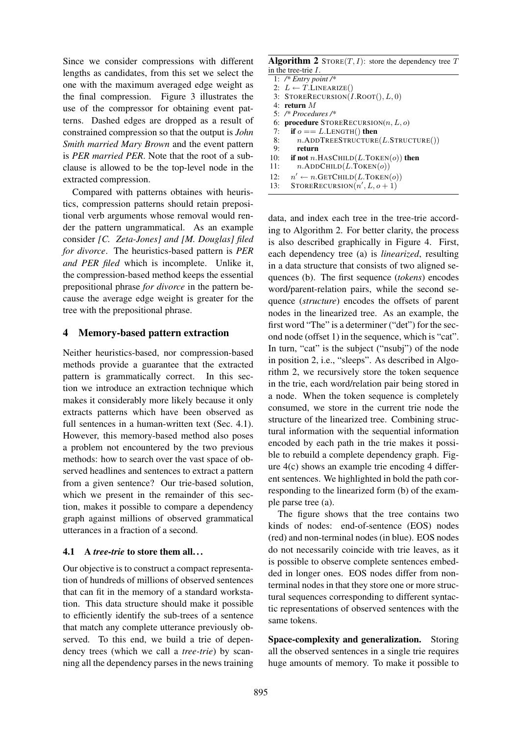Since we consider compressions with different lengths as candidates, from this set we select the one with the maximum averaged edge weight as the final compression. Figure 3 illustrates the use of the compressor for obtaining event patterns. Dashed edges are dropped as a result of constrained compression so that the output is *John Smith married Mary Brown* and the event pattern is *PER married PER*. Note that the root of a sub-clause is allowed to be the top-level node in the extracted compression.

Compared with patterns obtaines with heuristics, compression patterns should retain prepositional verb arguments whose removal would render the pattern ungrammatical. As an example consider *[C. Zeta-Jones] and [M. Douglas] filed for divorce*. The heuristics-based pattern is *PER and PER filed* which is incomplete. Unlike it, the compression-based method keeps the essential prepositional phrase *for divorce* in the pattern because the average edge weight is greater for the tree with the prepositional phrase.

## 4 Memory-based pattern extraction

Neither heuristics-based, nor compression-based methods provide a guarantee that the extracted pattern is grammatically correct. In this section we introduce an extraction technique which makes it considerably more likely because it only extracts patterns which have been observed as full sentences in a human-written text (Sec. 4.1). However, this memory-based method also poses a problem not encountered by the two previous methods: how to search over the vast space of observed headlines and sentences to extract a pattern from a given sentence? Our trie-based solution, which we present in the remainder of this section, makes it possible to compare a dependency graph against millions of observed grammatical utterances in a fraction of a second.

### 4.1 A *tree-trie* to store them all...

Our objective is to construct a compact representation of hundreds of millions of observed sentences that can fit in the memory of a standard workstation. This data structure should make it possible to efficiently identify the sub-trees of a sentence that match any complete utterance previously observed. To this end, we build a trie of dependency trees (which we call a *tree-trie*) by scanning all the dependency parses in the news training data, and index each tree in the tree-trie according to Algorithm 2. For better clarity, the process is also described graphically in Figure 4. First, each dependency tree (a) is *linearized*, resulting in a data structure that consists of two aligned sequences (b). The first sequence (*tokens*) encodes word/parent-relation pairs, while the second sequence (*structure*) encodes the offsets of parent nodes in the linearized tree. As an example, the first word "The" is a determiner ("det") for the second node (offset 1) in the sequence, which is "cat". In turn, "cat" is the subject ("nsubj") of the node in position 2, i.e., "sleeps". As described in Algorithm 2, we recursively store the token sequence in the trie, each word/relation pair being stored in a node. When the token sequence is completely consumed, we store in the current trie node the structure of the linearized tree. Combining structural information with the sequential information encoded by each path in the trie makes it possible to rebuild a complete dependency graph. Figure 4(c) shows an example trie encoding 4 different sentences. We highlighted in bold the path corresponding to the linearized form (b) of the example parse tree (a).

**Algorithm 2** STORE($T, I$): store the dependency tree $T$ in the tree-trie $I$.

```
1:  /* Entry point /*
2:  L ← T.LINEARIZE()
3:  STORERECURSION(I.ROOT(), L, 0)
4:  return M
5:  /* Procedures /*
6:  procedure STORERECURSION(n, L, o)
7:      if o == L.LENGTH() then
8:          n.ADDTREESTRUCTURE(L.STRUCTURE())
9:          return
10:     if not n.HASCHILD(L.TOKEN(o)) then
11:         n.ADDCHILD(L.TOKEN(o))
12:     n' ← n.GETCHILD(L.TOKEN(o))
13:     STORERECURSION(n', L, o + 1)
```

The figure shows that the tree contains two kinds of nodes: end-of-sentence (EOS) nodes (red) and non-terminal nodes (in blue). EOS nodes do not necessarily coincide with trie leaves, as it is possible to observe complete sentences embedded in longer ones. EOS nodes differ from non-terminal nodes in that they store one or more structural sequences corresponding to different syntactic representations of observed sentences with the same tokens.

**Space-complexity and generalization.** Storing all the observed sentences in a single trie requires huge amounts of memory. To make it possible to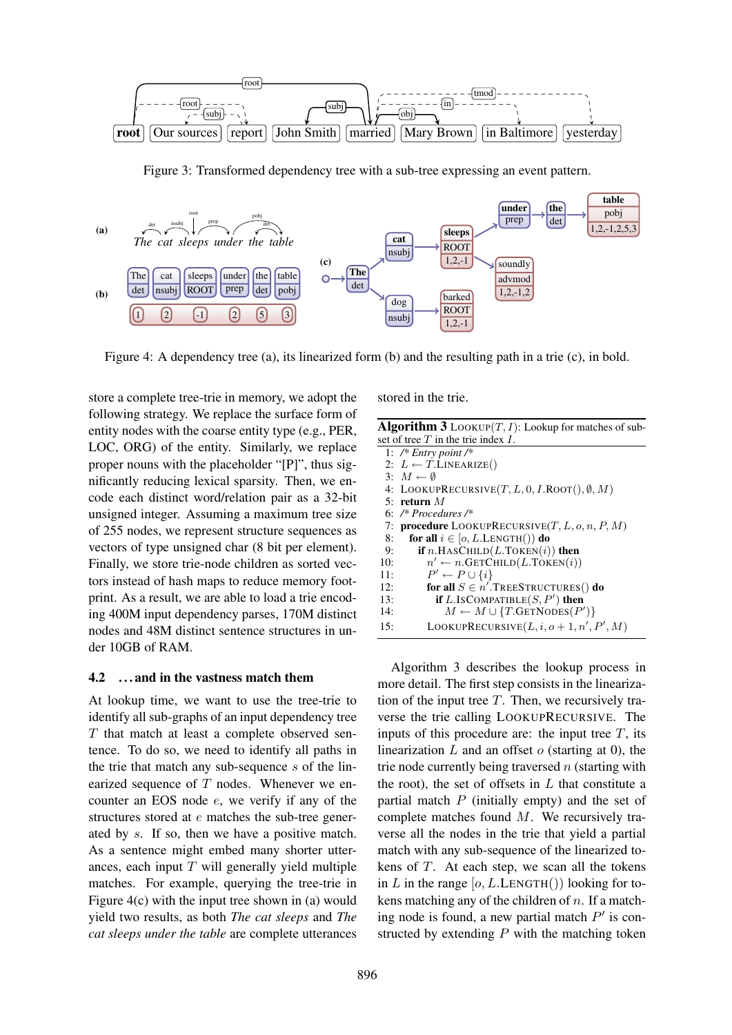Figure 3: Transformed dependency tree with a sub-tree expressing an event pattern.

Figure 4: A dependency tree (a), its linearized form (b) and the resulting path in a trie (c), in bold.

store a complete tree-trie in memory, we adopt the following strategy. We replace the surface form of entity nodes with the coarse entity type (e.g., PER, LOC, ORG) of the entity. Similarly, we replace proper nouns with the placeholder "[P]", thus significantly reducing lexical sparsity. Then, we encode each distinct word/relation pair as a 32-bit unsigned integer. Assuming a maximum tree size of 255 nodes, we represent structure sequences as vectors of type unsigned char (8 bit per element). Finally, we store trie-node children as sorted vectors instead of hash maps to reduce memory footprint. As a result, we are able to load a trie encoding 400M input dependency parses, 170M distinct nodes and 48M distinct sentence structures in under 10GB of RAM.

### 4.2 . . . and in the vastness match them

At lookup time, we want to use the tree-trie to identify all sub-graphs of an input dependency tree $T$ that match at least a complete observed sentence. To do so, we need to identify all paths in the trie that match any sub-sequence $s$ of the linearized sequence of $T$ nodes. Whenever we encounter an EOS node $e$, we verify if any of the structures stored at $e$ matches the sub-tree generated by $s$. If so, then we have a positive match. As a sentence might embed many shorter utterances, each input $T$ will generally yield multiple matches. For example, querying the tree-trie in Figure 4(c) with the input tree shown in (a) would yield two results, as both *The cat sleeps* and *The cat sleeps under the table* are complete utterances stored in the trie.

**Algorithm 3** LOOKUP$(T, I)$: Lookup for matches of sub-set of tree $T$ in the trie index $I$.

```
 1: /* Entry point */
 2: L ← T.LINEARIZE()
 3: M ← ∅
 4: LOOKUPRECURSIVE(T, L, 0, I.ROOT(), ∅, M)
 5: return M
 6: /* Procedures */
 7: procedure LOOKUPRECURSIVE(T, L, o, n, P, M)
 8:   for all i ∈ [o, L.LENGTH()) do
 9:     if n.HASCHILD(L.TOKEN(i)) then
10:       n′ ← n.GETCHILD(L.TOKEN(i))
11:       P′ ← P ∪ {i}
12:       for all S ∈ n′.TREESTRUCTURES() do
13:         if L.ISCOMPATIBLE(S, P′) then
14:           M ← M ∪ {T.GETNODES(P′)}
15:       LOOKUPRECURSIVE(L, i, o + 1, n′, P′, M)
```

Algorithm 3 describes the lookup process in more detail. The first step consists in the linearization of the input tree $T$. Then, we recursively traverse the trie calling LOOKUPRECURSIVE. The inputs of this procedure are: the input tree $T$, its linearization $L$ and an offset $o$ (starting at 0), the trie node currently being traversed $n$ (starting with the root), the set of offsets in $L$ that constitute a partial match $P$ (initially empty) and the set of complete matches found $M$. We recursively traverse all the nodes in the trie that yield a partial match with any sub-sequence of the linearized tokens of $T$. At each step, we scan all the tokens in $L$ in the range $[o, L.\text{LENGTH}())$ looking for tokens matching any of the children of $n$. If a matching node is found, a new partial match $P'$ is constructed by extending $P$ with the matching token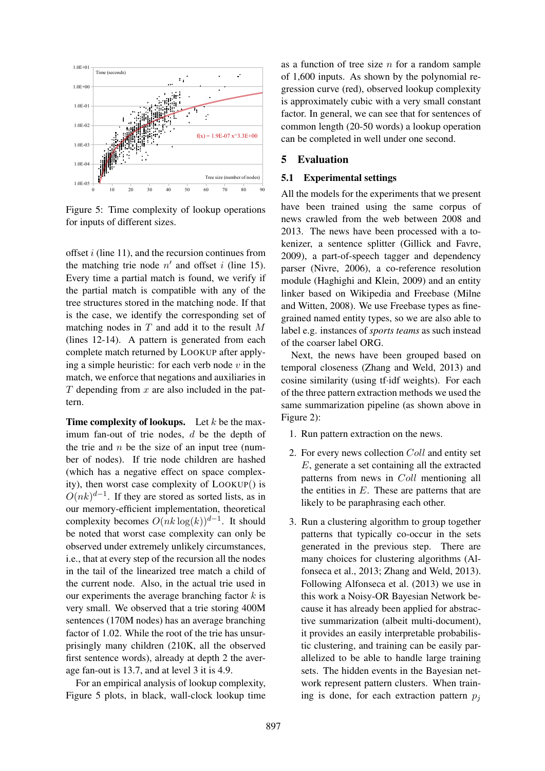Figure 5: Time complexity of lookup operations for inputs of different sizes.

offset $i$ (line 11), and the recursion continues from the matching trie node $n'$ and offset $i$ (line 15). Every time a partial match is found, we verify if the partial match is compatible with any of the tree structures stored in the matching node. If that is the case, we identify the corresponding set of matching nodes in $T$ and add it to the result $M$ (lines 12-14). A pattern is generated from each complete match returned by LOOKUP after applying a simple heuristic: for each verb node $v$ in the match, we enforce that negations and auxiliaries in $T$ depending from $x$ are also included in the pattern.

**Time complexity of lookups.** Let $k$ be the maximum fan-out of trie nodes, $d$ be the depth of the trie and $n$ be the size of an input tree (number of nodes). If trie node children are hashed (which has a negative effect on space complexity), then worst case complexity of LOOKUP() is $O(nk)^{d-1}$. If they are stored as sorted lists, as in our memory-efficient implementation, theoretical complexity becomes $O(nk\log(k))^{d-1}$. It should be noted that worst case complexity can only be observed under extremely unlikely circumstances, i.e., that at every step of the recursion all the nodes in the tail of the linearized tree match a child of the current node. Also, in the actual trie used in our experiments the average branching factor $k$ is very small. We observed that a trie storing 400M sentences (170M nodes) has an average branching factor of 1.02. While the root of the trie has unsurprisingly many children (210K, all the observed first sentence words), already at depth 2 the average fan-out is 13.7, and at level 3 it is 4.9.

For an empirical analysis of lookup complexity, Figure 5 plots, in black, wall-clock lookup time as a function of tree size $n$ for a random sample of 1,600 inputs. As shown by the polynomial regression curve (red), observed lookup complexity is approximately cubic with a very small constant factor. In general, we can see that for sentences of common length (20-50 words) a lookup operation can be completed in well under one second.

## 5 Evaluation

### 5.1 Experimental settings

All the models for the experiments that we present have been trained using the same corpus of news crawled from the web between 2008 and 2013. The news have been processed with a tokenizer, a sentence splitter (Gillick and Favre, 2009), a part-of-speech tagger and dependency parser (Nivre, 2006), a co-reference resolution module (Haghighi and Klein, 2009) and an entity linker based on Wikipedia and Freebase (Milne and Witten, 2008). We use Freebase types as fine-grained named entity types, so we are also able to label e.g. instances of *sports teams* as such instead of the coarser label ORG.

Next, the news have been grouped based on temporal closeness (Zhang and Weld, 2013) and cosine similarity (using tf·idf weights). For each of the three pattern extraction methods we used the same summarization pipeline (as shown above in Figure 2):

1. Run pattern extraction on the news.
2. For every news collection $Coll$ and entity set $E$, generate a set containing all the extracted patterns from news in $Coll$ mentioning all the entities in $E$. These are patterns that are likely to be paraphrasing each other.
3. Run a clustering algorithm to group together patterns that typically co-occur in the sets generated in the previous step. There are many choices for clustering algorithms (Alfonseca et al., 2013; Zhang and Weld, 2013). Following Alfonseca et al. (2013) we use in this work a Noisy-OR Bayesian Network because it has already been applied for abstractive summarization (albeit multi-document), it provides an easily interpretable probabilistic clustering, and training can be easily parallelized to be able to handle large training sets. The hidden events in the Bayesian network represent pattern clusters. When training is done, for each extraction pattern $p_j$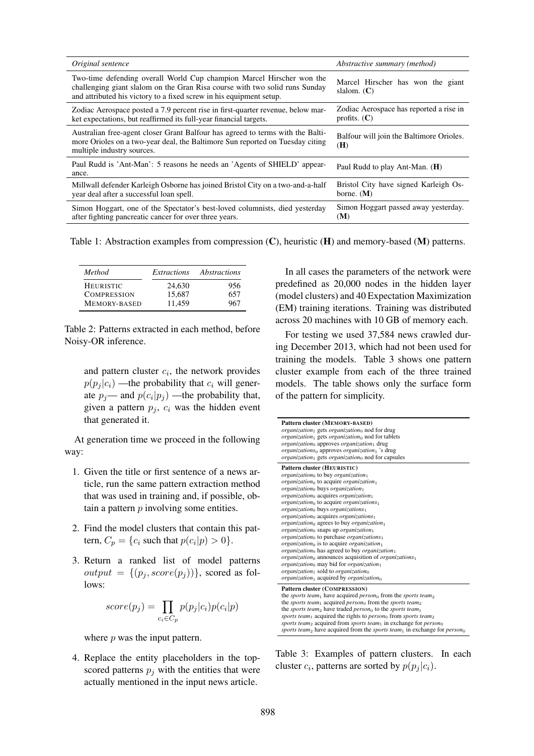| *Original sentence* | *Abstractive summary (method)* |
|---|---|
| Two-time defending overall World Cup champion Marcel Hirscher won the challenging giant slalom on the Gran Risa course with two solid runs Sunday and attributed his victory to a fixed screw in his equipment setup. | Marcel Hirscher has won the giant slalom. (**C**) |
| Zodiac Aerospace posted a 7.9 percent rise in first-quarter revenue, below market expectations, but reaffirmed its full-year financial targets. | Zodiac Aerospace has reported a rise in profits. (**C**) |
| Australian free-agent closer Grant Balfour has agreed to terms with the Baltimore Orioles on a two-year deal, the Baltimore Sun reported on Tuesday citing multiple industry sources. | Balfour will join the Baltimore Orioles. (**H**) |
| Paul Rudd is 'Ant-Man': 5 reasons he needs an 'Agents of SHIELD' appearance. | Paul Rudd to play Ant-Man. (**H**) |
| Millwall defender Karleigh Osborne has joined Bristol City on a two-and-a-half year deal after a successful loan spell. | Bristol City have signed Karleigh Osborne. (**M**) |
| Simon Hoggart, one of the Spectator's best-loved columnists, died yesterday after fighting pancreatic cancer for over three years. | Simon Hoggart passed away yesterday. (**M**) |

Table 1: Abstraction examples from compression (**C**), heuristic (**H**) and memory-based (**M**) patterns.

| *Method* | *Extractions* | *Abstractions* |
|---|---|---|
| HEURISTIC | 24,630 | 956 |
| COMPRESSION | 15,687 | 657 |
| MEMORY-BASED | 11,459 | 967 |

Table 2: Patterns extracted in each method, before Noisy-OR inference.

and pattern cluster $c_i$, the network provides $p(p_j|c_i)$ —the probability that $c_i$ will generate $p_j$— and $p(c_i|p_j)$ —the probability that, given a pattern $p_j$, $c_i$ was the hidden event that generated it.

At generation time we proceed in the following way:

1. Given the title or first sentence of a news article, run the same pattern extraction method that was used in training and, if possible, obtain a pattern $p$ involving some entities.
2. Find the model clusters that contain this pattern, $C_p = \{c_i \text{ such that } p(c_i|p) > 0\}$.
3. Return a ranked list of model patterns $output = \{(p_j, score(p_j))\}$, scored as follows:

$$score(p_j) = \prod_{c_i \in C_p} p(p_j|c_i)p(c_i|p)$$

   where $p$ was the input pattern.

4. Replace the entity placeholders in the top-scored patterns $p_j$ with the entities that were actually mentioned in the input news article.

In all cases the parameters of the network were predefined as 20,000 nodes in the hidden layer (model clusters) and 40 Expectation Maximization (EM) training iterations. Training was distributed across 20 machines with 10 GB of memory each.

For testing we used 37,584 news crawled during December 2013, which had not been used for training the models. Table 3 shows one pattern cluster example from each of the three trained models. The table shows only the surface form of the pattern for simplicity.

| **Pattern cluster (MEMORY-BASED)** |
|---|
| *organization*$_1$ gets *organization*$_0$ nod for drug |
| *organization*$_1$ gets *organization*$_0$ nod for tablets |
| *organization*$_0$ approves *organization*$_1$ drug |
| *organizations*$_0$ approves *organization*$_1$ 's drug |
| *organization*$_1$ gets *organization*$_0$ nod for capsules |
| **Pattern cluster (HEURISTIC)** |
| *organization*$_0$ to buy *organization*$_1$ |
| *organization*$_0$ to acquire *organization*$_1$ |
| *organization*$_0$ buys *organization*$_1$ |
| *organization*$_0$ acquires *organization*$_1$ |
| *organization*$_0$ to acquire *organizations*$_1$ |
| *organization*$_0$ buys *organizations*$_1$ |
| *organization*$_0$ acquires *organizations*$_1$ |
| *organization*$_0$ agrees to buy *organization*$_1$ |
| *organization*$_0$ snaps up *organization*$_1$ |
| *organization*$_0$ to purchase *organizations*$_1$ |
| *organization*$_0$ is to acquire *organization*$_1$ |
| *organization*$_0$ has agreed to buy *organization*$_1$ |
| *organization*$_0$ announces acquisition of *organizations*$_1$ |
| *organization*$_0$ may bid for *organization*$_1$ |
| *organization*$_1$ sold to *organization*$_0$ |
| *organization*$_1$ acquired by *organization*$_0$ |
| **Pattern cluster (COMPRESSION)** |
| the *sports team*$_1$ have acquired *person*$_0$ from the *sports team*$_2$ |
| the *sports team*$_1$ acquired *person*$_0$ from the *sports team*$_2$ |
| the *sports team*$_2$ have traded *person*$_0$ to the *sports team*$_1$ |
| *sports team*$_1$ acquired the rights to *person*$_0$ from *sports team*$_2$ |
| *sports team*$_2$ acquired from *sports team*$_1$ in exchange for *person*$_0$ |
| *sports team*$_2$ have acquired from the *sports team*$_1$ in exchange for *person*$_0$ |

Table 3: Examples of pattern clusters. In each cluster $c_i$, patterns are sorted by $p(p_j|c_i)$.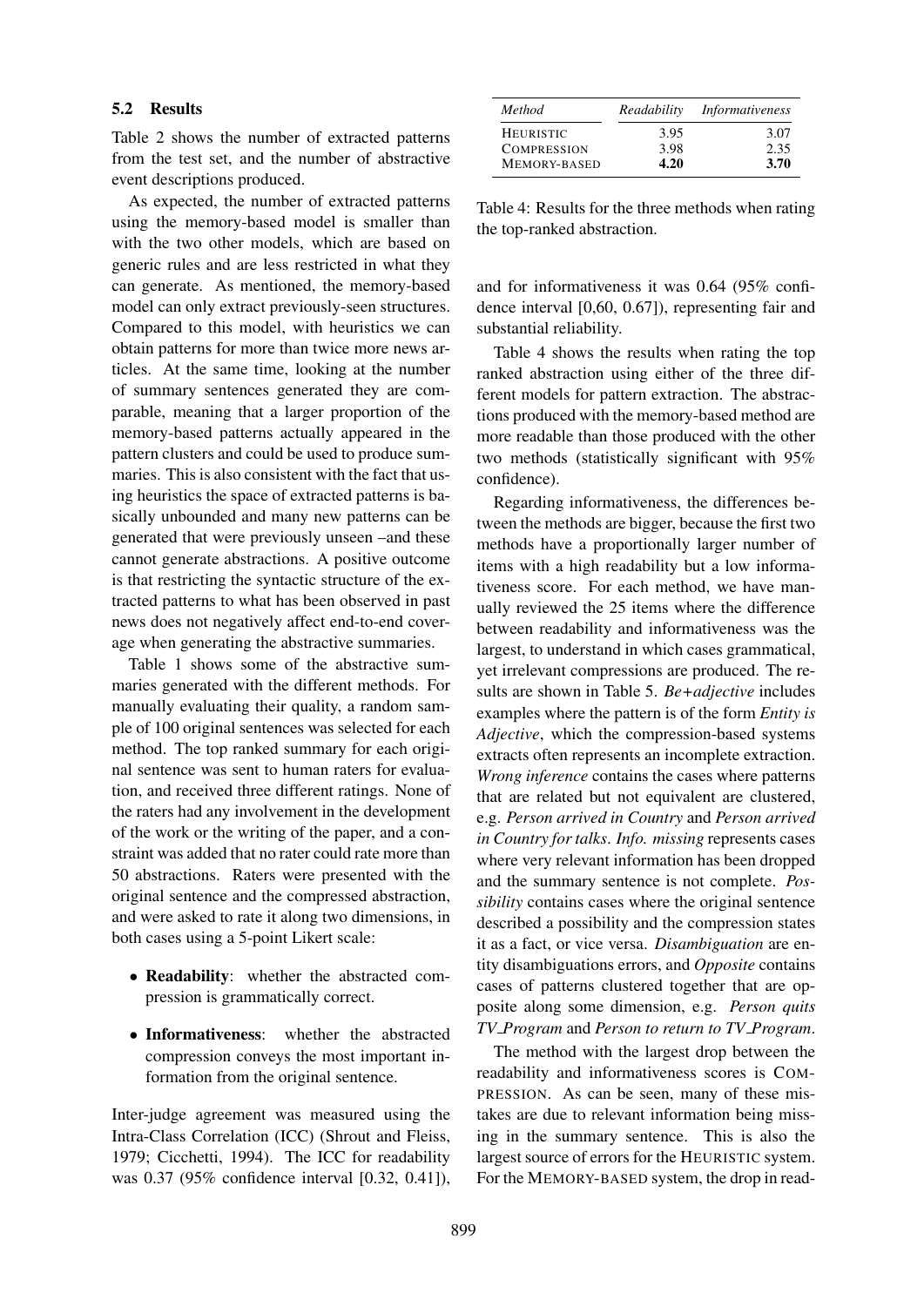### 5.2 Results

Table 2 shows the number of extracted patterns from the test set, and the number of abstractive event descriptions produced.

As expected, the number of extracted patterns using the memory-based model is smaller than with the two other models, which are based on generic rules and are less restricted in what they can generate. As mentioned, the memory-based model can only extract previously-seen structures. Compared to this model, with heuristics we can obtain patterns for more than twice more news articles. At the same time, looking at the number of summary sentences generated they are comparable, meaning that a larger proportion of the memory-based patterns actually appeared in the pattern clusters and could be used to produce summaries. This is also consistent with the fact that using heuristics the space of extracted patterns is basically unbounded and many new patterns can be generated that were previously unseen –and these cannot generate abstractions. A positive outcome is that restricting the syntactic structure of the extracted patterns to what has been observed in past news does not negatively affect end-to-end coverage when generating the abstractive summaries.

Table 1 shows some of the abstractive summaries generated with the different methods. For manually evaluating their quality, a random sample of 100 original sentences was selected for each method. The top ranked summary for each original sentence was sent to human raters for evaluation, and received three different ratings. None of the raters had any involvement in the development of the work or the writing of the paper, and a constraint was added that no rater could rate more than 50 abstractions. Raters were presented with the original sentence and the compressed abstraction, and were asked to rate it along two dimensions, in both cases using a 5-point Likert scale:

- **Readability**: whether the abstracted compression is grammatically correct.
- **Informativeness**: whether the abstracted compression conveys the most important information from the original sentence.

Inter-judge agreement was measured using the Intra-Class Correlation (ICC) (Shrout and Fleiss, 1979; Cicchetti, 1994). The ICC for readability was 0.37 (95% confidence interval [0.32, 0.41]), and for informativeness it was 0.64 (95% confidence interval [0,60, 0.67]), representing fair and substantial reliability.

| *Method* | *Readability* | *Informativeness* |
|---|---|---|
| HEURISTIC | 3.95 | 3.07 |
| COMPRESSION | 3.98 | 2.35 |
| MEMORY-BASED | **4.20** | **3.70** |

Table 4: Results for the three methods when rating the top-ranked abstraction.

Table 4 shows the results when rating the top ranked abstraction using either of the three different models for pattern extraction. The abstractions produced with the memory-based method are more readable than those produced with the other two methods (statistically significant with 95% confidence).

Regarding informativeness, the differences between the methods are bigger, because the first two methods have a proportionally larger number of items with a high readability but a low informativeness score. For each method, we have manually reviewed the 25 items where the difference between readability and informativeness was the largest, to understand in which cases grammatical, yet irrelevant compressions are produced. The results are shown in Table 5. *Be+adjective* includes examples where the pattern is of the form *Entity is Adjective*, which the compression-based systems extracts often represents an incomplete extraction. *Wrong inference* contains the cases where patterns that are related but not equivalent are clustered, e.g. *Person arrived in Country* and *Person arrived in Country for talks*. *Info. missing* represents cases where very relevant information has been dropped and the summary sentence is not complete. *Possibility* contains cases where the original sentence described a possibility and the compression states it as a fact, or vice versa. *Disambiguation* are entity disambiguations errors, and *Opposite* contains cases of patterns clustered together that are opposite along some dimension, e.g. *Person quits TV_Program* and *Person to return to TV_Program*.

The method with the largest drop between the readability and informativeness scores is COMPRESSION. As can be seen, many of these mistakes are due to relevant information being missing in the summary sentence. This is also the largest source of errors for the HEURISTIC system. For the MEMORY-BASED system, the drop in read-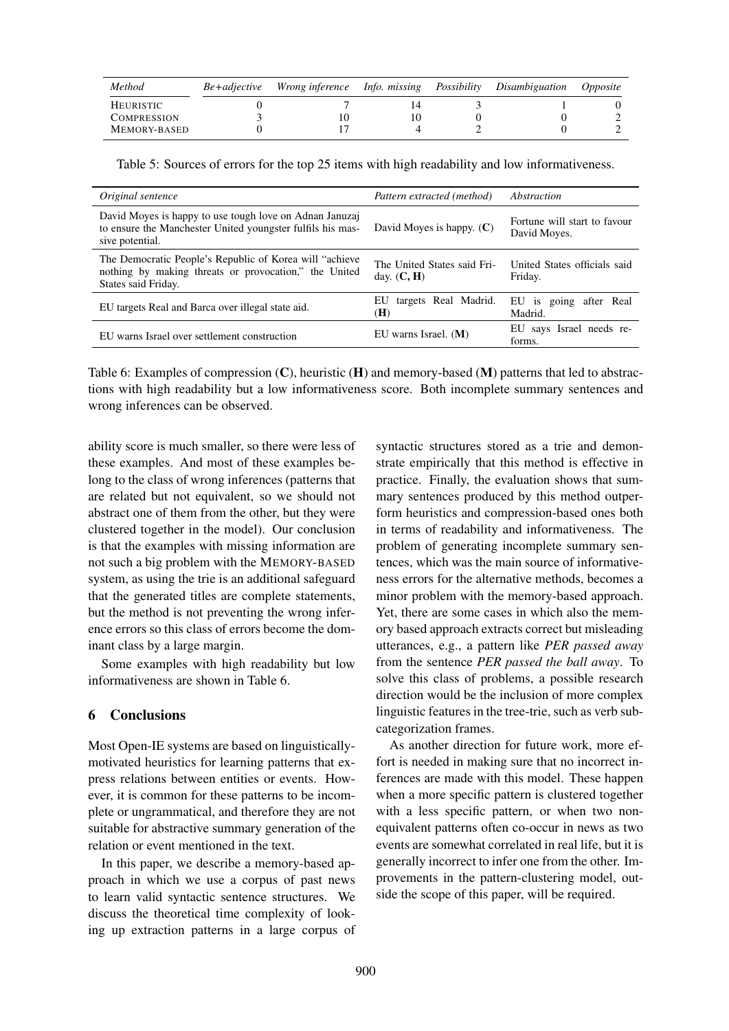| *Method* | *Be+adjective* | *Wrong inference* | *Info. missing* | *Possibility* | *Disambiguation* | *Opposite* |
|---|---|---|---|---|---|---|
| HEURISTIC | 0 | 7 | 14 | 3 | 1 | 0 |
| COMPRESSION | 3 | 10 | 10 | 0 | 0 | 2 |
| MEMORY-BASED | 0 | 17 | 4 | 2 | 0 | 2 |

Table 5: Sources of errors for the top 25 items with high readability and low informativeness.

| *Original sentence* | *Pattern extracted (method)* | *Abstraction* |
|---|---|---|
| David Moyes is happy to use tough love on Adnan Januzaj to ensure the Manchester United youngster fulfils his massive potential. | David Moyes is happy. (**C**) | Fortune will start to favour David Moyes. |
| The Democratic People's Republic of Korea will "achieve nothing by making threats or provocation," the United States said Friday. | The United States said Friday. (**C, H**) | United States officials said Friday. |
| EU targets Real and Barca over illegal state aid. | EU targets Real Madrid. (**H**) | EU is going after Real Madrid. |
| EU warns Israel over settlement construction | EU warns Israel. (**M**) | EU says Israel needs reforms. |

Table 6: Examples of compression (**C**), heuristic (**H**) and memory-based (**M**) patterns that led to abstractions with high readability but a low informativeness score. Both incomplete summary sentences and wrong inferences can be observed.

ability score is much smaller, so there were less of these examples. And most of these examples belong to the class of wrong inferences (patterns that are related but not equivalent, so we should not abstract one of them from the other, but they were clustered together in the model). Our conclusion is that the examples with missing information are not such a big problem with the MEMORY-BASED system, as using the trie is an additional safeguard that the generated titles are complete statements, but the method is not preventing the wrong inference errors so this class of errors become the dominant class by a large margin.

Some examples with high readability but low informativeness are shown in Table 6.

## 6 Conclusions

Most Open-IE systems are based on linguistically-motivated heuristics for learning patterns that express relations between entities or events. However, it is common for these patterns to be incomplete or ungrammatical, and therefore they are not suitable for abstractive summary generation of the relation or event mentioned in the text.

In this paper, we describe a memory-based approach in which we use a corpus of past news to learn valid syntactic sentence structures. We discuss the theoretical time complexity of looking up extraction patterns in a large corpus of syntactic structures stored as a trie and demonstrate empirically that this method is effective in practice. Finally, the evaluation shows that summary sentences produced by this method outperform heuristics and compression-based ones both in terms of readability and informativeness. The problem of generating incomplete summary sentences, which was the main source of informativeness errors for the alternative methods, becomes a minor problem with the memory-based approach. Yet, there are some cases in which also the memory based approach extracts correct but misleading utterances, e.g., a pattern like *PER passed away* from the sentence *PER passed the ball away*. To solve this class of problems, a possible research direction would be the inclusion of more complex linguistic features in the tree-trie, such as verb subcategorization frames.

As another direction for future work, more effort is needed in making sure that no incorrect inferences are made with this model. These happen when a more specific pattern is clustered together with a less specific pattern, or when two non-equivalent patterns often co-occur in news as two events are somewhat correlated in real life, but it is generally incorrect to infer one from the other. Improvements in the pattern-clustering model, outside the scope of this paper, will be required.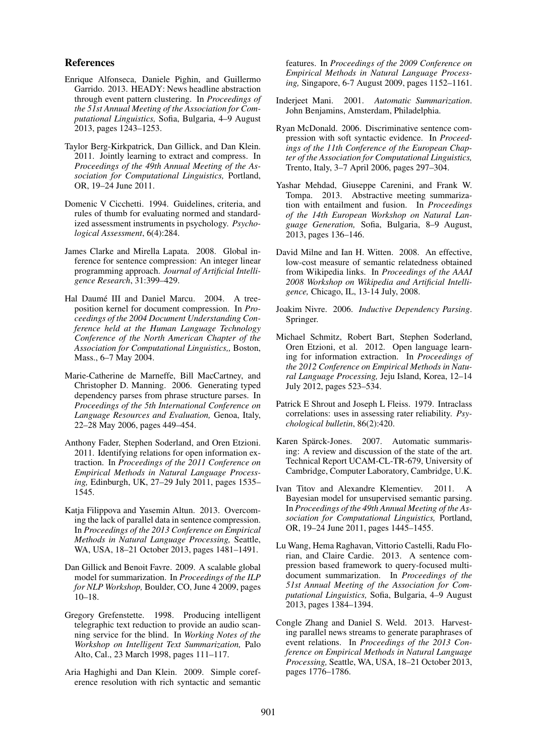## References

Enrique Alfonseca, Daniele Pighin, and Guillermo Garrido. 2013. HEADY: News headline abstraction through event pattern clustering. In *Proceedings of the 51st Annual Meeting of the Association for Computational Linguistics,* Sofia, Bulgaria, 4–9 August 2013, pages 1243–1253.

Taylor Berg-Kirkpatrick, Dan Gillick, and Dan Klein. 2011. Jointly learning to extract and compress. In *Proceedings of the 49th Annual Meeting of the Association for Computational Linguistics,* Portland, OR, 19–24 June 2011.

Domenic V Cicchetti. 1994. Guidelines, criteria, and rules of thumb for evaluating normed and standardized assessment instruments in psychology. *Psychological Assessment*, 6(4):284.

James Clarke and Mirella Lapata. 2008. Global inference for sentence compression: An integer linear programming approach. *Journal of Artificial Intelligence Research*, 31:399–429.

Hal Daumé III and Daniel Marcu. 2004. A tree-position kernel for document compression. In *Proceedings of the 2004 Document Understanding Conference held at the Human Language Technology Conference of the North American Chapter of the Association for Computational Linguistics,,* Boston, Mass., 6–7 May 2004.

Marie-Catherine de Marneffe, Bill MacCartney, and Christopher D. Manning. 2006. Generating typed dependency parses from phrase structure parses. In *Proceedings of the 5th International Conference on Language Resources and Evaluation,* Genoa, Italy, 22–28 May 2006, pages 449–454.

Anthony Fader, Stephen Soderland, and Oren Etzioni. 2011. Identifying relations for open information extraction. In *Proceedings of the 2011 Conference on Empirical Methods in Natural Language Processing,* Edinburgh, UK, 27–29 July 2011, pages 1535–1545.

Katja Filippova and Yasemin Altun. 2013. Overcoming the lack of parallel data in sentence compression. In *Proceedings of the 2013 Conference on Empirical Methods in Natural Language Processing,* Seattle, WA, USA, 18–21 October 2013, pages 1481–1491.

Dan Gillick and Benoit Favre. 2009. A scalable global model for summarization. In *Proceedings of the ILP for NLP Workshop,* Boulder, CO, June 4 2009, pages 10–18.

Gregory Grefenstette. 1998. Producing intelligent telegraphic text reduction to provide an audio scanning service for the blind. In *Working Notes of the Workshop on Intelligent Text Summarization,* Palo Alto, Cal., 23 March 1998, pages 111–117.

Aria Haghighi and Dan Klein. 2009. Simple coreference resolution with rich syntactic and semantic features. In *Proceedings of the 2009 Conference on Empirical Methods in Natural Language Processing,* Singapore, 6-7 August 2009, pages 1152–1161.

Inderjeet Mani. 2001. *Automatic Summarization*. John Benjamins, Amsterdam, Philadelphia.

Ryan McDonald. 2006. Discriminative sentence compression with soft syntactic evidence. In *Proceedings of the 11th Conference of the European Chapter of the Association for Computational Linguistics,* Trento, Italy, 3–7 April 2006, pages 297–304.

Yashar Mehdad, Giuseppe Carenini, and Frank W. Tompa. 2013. Abstractive meeting summarization with entailment and fusion. In *Proceedings of the 14th European Workshop on Natural Language Generation,* Sofia, Bulgaria, 8–9 August, 2013, pages 136–146.

David Milne and Ian H. Witten. 2008. An effective, low-cost measure of semantic relatedness obtained from Wikipedia links. In *Proceedings of the AAAI 2008 Workshop on Wikipedia and Artificial Intelligence,* Chicago, IL, 13-14 July, 2008.

Joakim Nivre. 2006. *Inductive Dependency Parsing*. Springer.

Michael Schmitz, Robert Bart, Stephen Soderland, Oren Etzioni, et al. 2012. Open language learning for information extraction. In *Proceedings of the 2012 Conference on Empirical Methods in Natural Language Processing,* Jeju Island, Korea, 12–14 July 2012, pages 523–534.

Patrick E Shrout and Joseph L Fleiss. 1979. Intraclass correlations: uses in assessing rater reliability. *Psychological bulletin*, 86(2):420.

Karen Spärck-Jones. 2007. Automatic summarising: A review and discussion of the state of the art. Technical Report UCAM-CL-TR-679, University of Cambridge, Computer Laboratory, Cambridge, U.K.

Ivan Titov and Alexandre Klementiev. 2011. A Bayesian model for unsupervised semantic parsing. In *Proceedings of the 49th Annual Meeting of the Association for Computational Linguistics,* Portland, OR, 19–24 June 2011, pages 1445–1455.

Lu Wang, Hema Raghavan, Vittorio Castelli, Radu Florian, and Claire Cardie. 2013. A sentence compression based framework to query-focused multi-document summarization. In *Proceedings of the 51st Annual Meeting of the Association for Computational Linguistics,* Sofia, Bulgaria, 4–9 August 2013, pages 1384–1394.

Congle Zhang and Daniel S. Weld. 2013. Harvesting parallel news streams to generate paraphrases of event relations. In *Proceedings of the 2013 Conference on Empirical Methods in Natural Language Processing,* Seattle, WA, USA, 18–21 October 2013, pages 1776–1786.